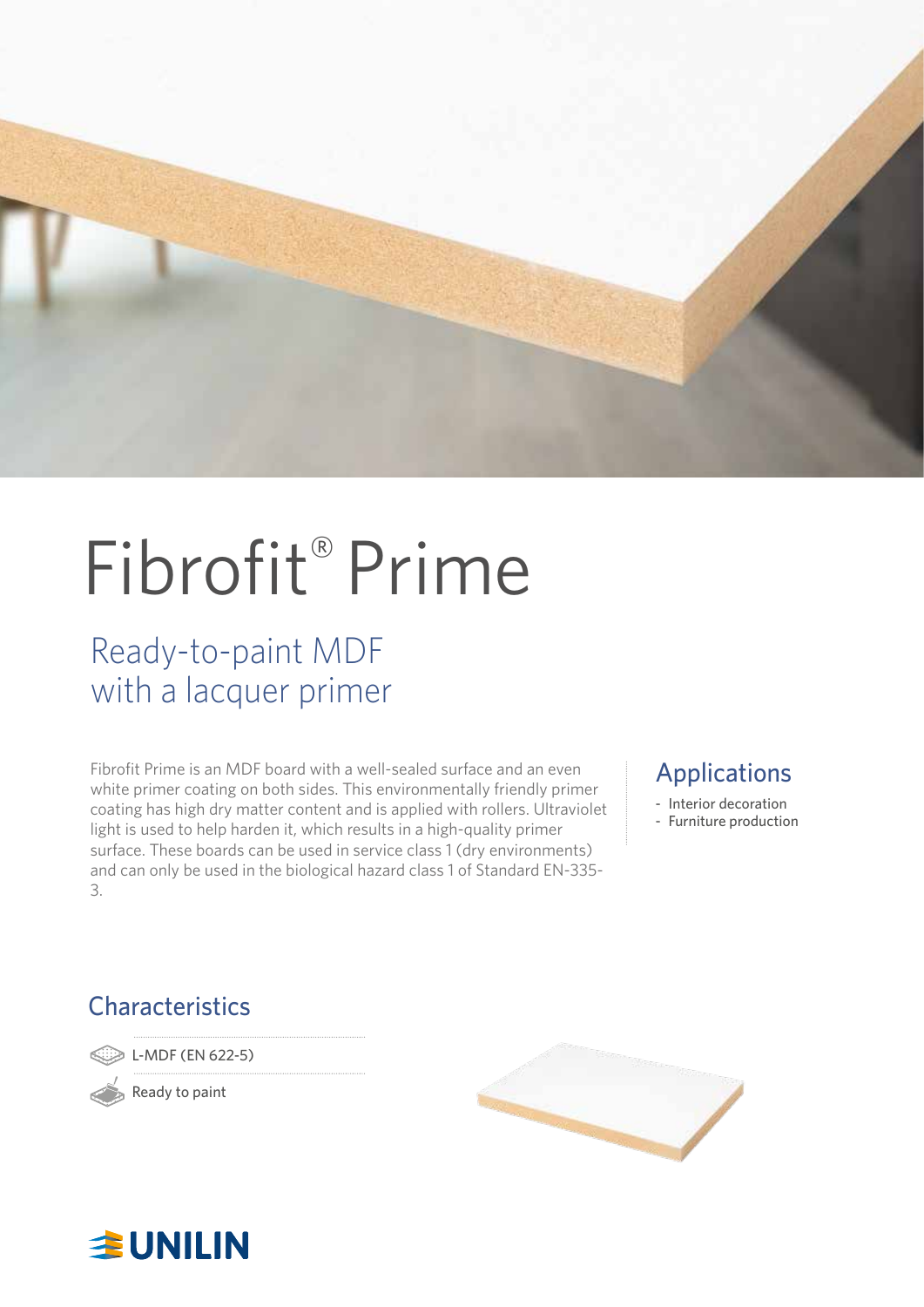# Fibrofit® Prime

## Ready-to-paint MDF with a lacquer primer

Fibrofit Prime is an MDF board with a well-sealed surface and an even white primer coating on both sides. This environmentally friendly primer coating has high dry matter content and is applied with rollers. Ultraviolet light is used to help harden it, which results in a high-quality primer surface. These boards can be used in service class 1 (dry environments) and can only be used in the biological hazard class 1 of Standard EN-335-3.

## Applications

- Interior decoration
- Furniture production

## Characteristics

- L-MDF (EN 622-5)
- Ready to paint

UNILIN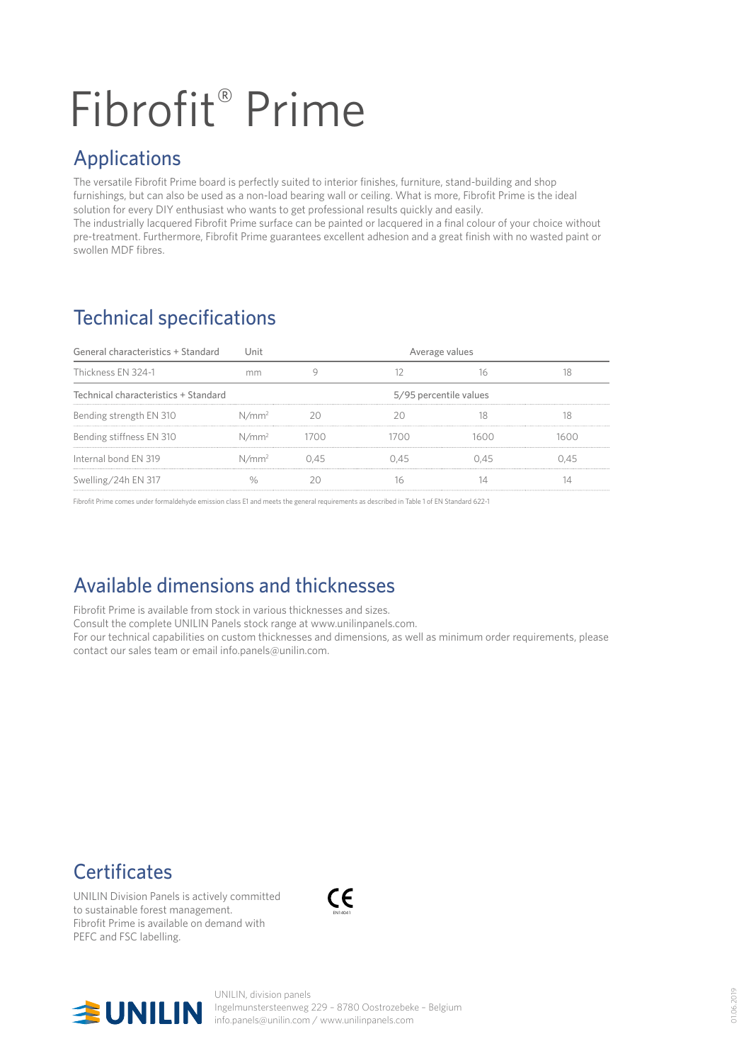# Fibrofit® Prime

## Applications

The versatile Fibrofit Prime board is perfectly suited to interior finishes, furniture, stand-building and shop furnishings, but can also be used as a non-load bearing wall or ceiling. What is more, Fibrofit Prime is the ideal solution for every DIY enthusiast who wants to get professional results quickly and easily.
The industrially lacquered Fibrofit Prime surface can be painted or lacquered in a final colour of your choice without pre-treatment. Furthermore, Fibrofit Prime guarantees excellent adhesion and a great finish with no wasted paint or swollen MDF fibres.

## Technical specifications

| General characteristics + Standard | Unit | Average values | | | |
|---|---|---|---|---|---|
| Thickness EN 324-1 | mm | 9 | 12 | 16 | 18 |
| Technical characteristics + Standard | | 5/95 percentile values | | | |
| Bending strength EN 310 | N/mm² | 20 | 20 | 18 | 18 |
| Bending stiffness EN 310 | N/mm² | 1700 | 1700 | 1600 | 1600 |
| Internal bond EN 319 | N/mm² | 0,45 | 0,45 | 0,45 | 0,45 |
| Swelling/24h EN 317 | % | 20 | 16 | 14 | 14 |

Fibrofit Prime comes under formaldehyde emission class E1 and meets the general requirements as described in Table 1 of EN Standard 622-1

## Available dimensions and thicknesses

Fibrofit Prime is available from stock in various thicknesses and sizes.
Consult the complete UNILIN Panels stock range at www.unilinpanels.com.
For our technical capabilities on custom thicknesses and dimensions, as well as minimum order requirements, please contact our sales team or email info.panels@unilin.com.

## Certificates

UNILIN Division Panels is actively committed to sustainable forest management.
Fibrofit Prime is available on demand with PEFC and FSC labelling.

CE
EN14041

UNILIN, division panels
Ingelmunstersteenweg 229 – 8780 Oostrozebeke – Belgium
info.panels@unilin.com / www.unilinpanels.com

01.06.2019